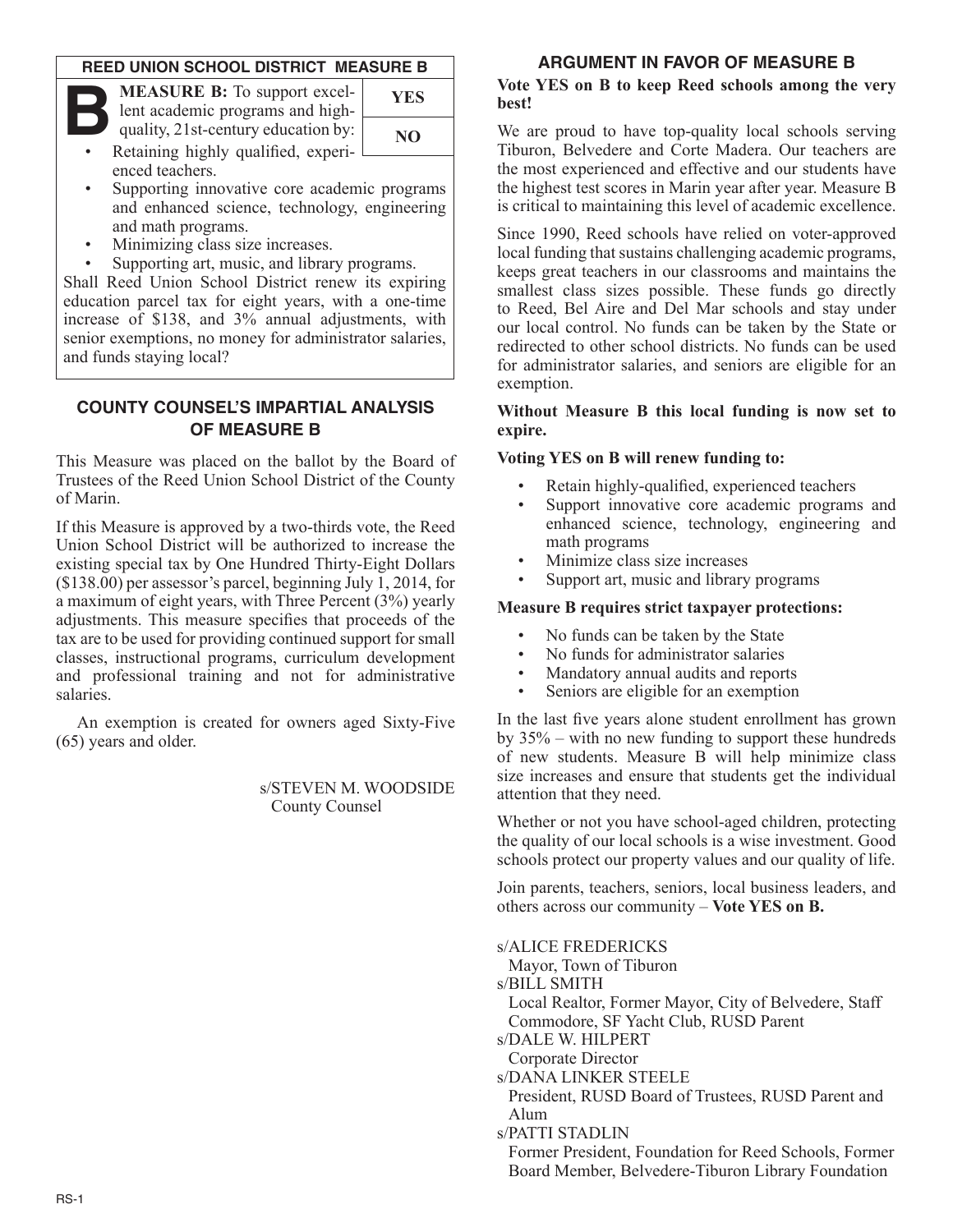## REED UNION SCHOOL DISTRICT MEASURE B

| **B** | **MEASURE B:** To support excellent academic programs and high-quality, 21st-century education by: | YES |
| --- | --- | --- |
| | | NO |

- Retaining highly qualified, experienced teachers.
- Supporting innovative core academic programs and enhanced science, technology, engineering and math programs.
- Minimizing class size increases.
- Supporting art, music, and library programs.

Shall Reed Union School District renew its expiring education parcel tax for eight years, with a one-time increase of $138, and 3% annual adjustments, with senior exemptions, no money for administrator salaries, and funds staying local?

## COUNTY COUNSEL'S IMPARTIAL ANALYSIS OF MEASURE B

This Measure was placed on the ballot by the Board of Trustees of the Reed Union School District of the County of Marin.

If this Measure is approved by a two-thirds vote, the Reed Union School District will be authorized to increase the existing special tax by One Hundred Thirty-Eight Dollars ($138.00) per assessor's parcel, beginning July 1, 2014, for a maximum of eight years, with Three Percent (3%) yearly adjustments. This measure specifies that proceeds of the tax are to be used for providing continued support for small classes, instructional programs, curriculum development and professional training and not for administrative salaries.

An exemption is created for owners aged Sixty-Five (65) years and older.

s/STEVEN M. WOODSIDE
County Counsel

## ARGUMENT IN FAVOR OF MEASURE B

**Vote YES on B to keep Reed schools among the very best!**

We are proud to have top-quality local schools serving Tiburon, Belvedere and Corte Madera. Our teachers are the most experienced and effective and our students have the highest test scores in Marin year after year. Measure B is critical to maintaining this level of academic excellence.

Since 1990, Reed schools have relied on voter-approved local funding that sustains challenging academic programs, keeps great teachers in our classrooms and maintains the smallest class sizes possible. These funds go directly to Reed, Bel Aire and Del Mar schools and stay under our local control. No funds can be taken by the State or redirected to other school districts. No funds can be used for administrator salaries, and seniors are eligible for an exemption.

**Without Measure B this local funding is now set to expire.**

**Voting YES on B will renew funding to:**

- Retain highly-qualified, experienced teachers
- Support innovative core academic programs and enhanced science, technology, engineering and math programs
- Minimize class size increases
- Support art, music and library programs

**Measure B requires strict taxpayer protections:**

- No funds can be taken by the State
- No funds for administrator salaries
- Mandatory annual audits and reports
- Seniors are eligible for an exemption

In the last five years alone student enrollment has grown by 35% – with no new funding to support these hundreds of new students. Measure B will help minimize class size increases and ensure that students get the individual attention that they need.

Whether or not you have school-aged children, protecting the quality of our local schools is a wise investment. Good schools protect our property values and our quality of life.

Join parents, teachers, seniors, local business leaders, and others across our community – **Vote YES on B.**

s/ALICE FREDERICKS
Mayor, Town of Tiburon

s/BILL SMITH
Local Realtor, Former Mayor, City of Belvedere, Staff Commodore, SF Yacht Club, RUSD Parent

s/DALE W. HILPERT
Corporate Director

s/DANA LINKER STEELE
President, RUSD Board of Trustees, RUSD Parent and Alum

s/PATTI STADLIN
Former President, Foundation for Reed Schools, Former Board Member, Belvedere-Tiburon Library Foundation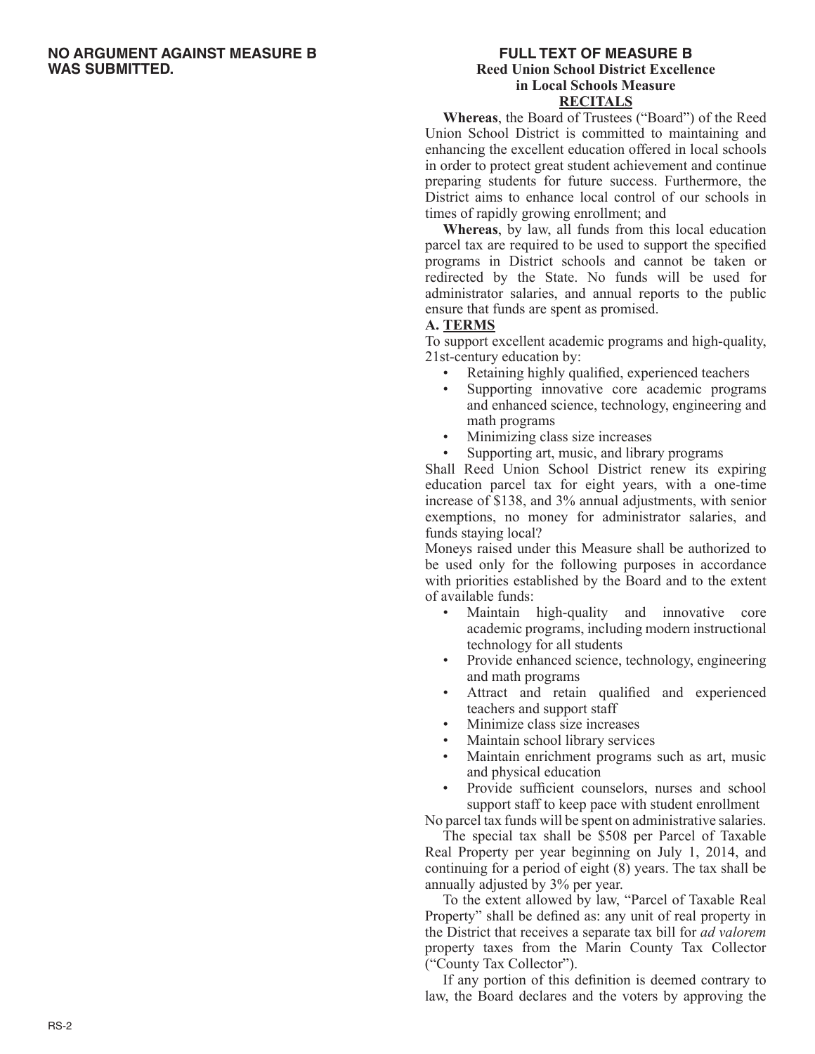**NO ARGUMENT AGAINST MEASURE B WAS SUBMITTED.**

## FULL TEXT OF MEASURE B

### Reed Union School District Excellence in Local Schools Measure

### RECITALS

**Whereas**, the Board of Trustees ("Board") of the Reed Union School District is committed to maintaining and enhancing the excellent education offered in local schools in order to protect great student achievement and continue preparing students for future success. Furthermore, the District aims to enhance local control of our schools in times of rapidly growing enrollment; and

**Whereas**, by law, all funds from this local education parcel tax are required to be used to support the specified programs in District schools and cannot be taken or redirected by the State. No funds will be used for administrator salaries, and annual reports to the public ensure that funds are spent as promised.

**A. TERMS**

To support excellent academic programs and high-quality, 21st-century education by:

- Retaining highly qualified, experienced teachers
- Supporting innovative core academic programs and enhanced science, technology, engineering and math programs
- Minimizing class size increases
- Supporting art, music, and library programs

Shall Reed Union School District renew its expiring education parcel tax for eight years, with a one-time increase of $138, and 3% annual adjustments, with senior exemptions, no money for administrator salaries, and funds staying local?

Moneys raised under this Measure shall be authorized to be used only for the following purposes in accordance with priorities established by the Board and to the extent of available funds:

- Maintain high-quality and innovative core academic programs, including modern instructional technology for all students
- Provide enhanced science, technology, engineering and math programs
- Attract and retain qualified and experienced teachers and support staff
- Minimize class size increases
- Maintain school library services
- Maintain enrichment programs such as art, music and physical education
- Provide sufficient counselors, nurses and school support staff to keep pace with student enrollment

No parcel tax funds will be spent on administrative salaries.

The special tax shall be $508 per Parcel of Taxable Real Property per year beginning on July 1, 2014, and continuing for a period of eight (8) years. The tax shall be annually adjusted by 3% per year.

To the extent allowed by law, "Parcel of Taxable Real Property" shall be defined as: any unit of real property in the District that receives a separate tax bill for *ad valorem* property taxes from the Marin County Tax Collector ("County Tax Collector").

If any portion of this definition is deemed contrary to law, the Board declares and the voters by approving the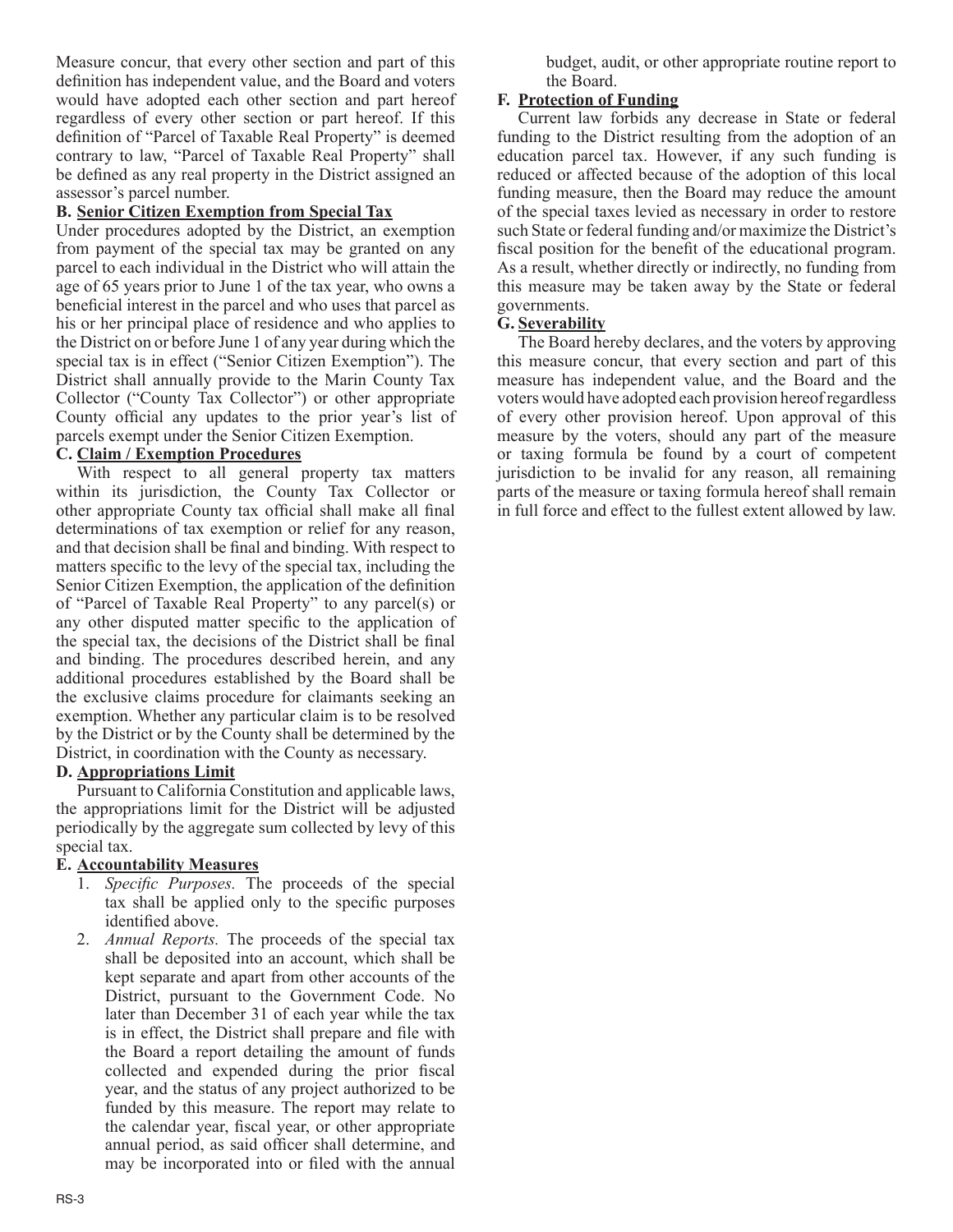Measure concur, that every other section and part of this definition has independent value, and the Board and voters would have adopted each other section and part hereof regardless of every other section or part hereof. If this definition of "Parcel of Taxable Real Property" is deemed contrary to law, "Parcel of Taxable Real Property" shall be defined as any real property in the District assigned an assessor's parcel number.

**B. Senior Citizen Exemption from Special Tax**

Under procedures adopted by the District, an exemption from payment of the special tax may be granted on any parcel to each individual in the District who will attain the age of 65 years prior to June 1 of the tax year, who owns a beneficial interest in the parcel and who uses that parcel as his or her principal place of residence and who applies to the District on or before June 1 of any year during which the special tax is in effect ("Senior Citizen Exemption"). The District shall annually provide to the Marin County Tax Collector ("County Tax Collector") or other appropriate County official any updates to the prior year's list of parcels exempt under the Senior Citizen Exemption.

**C. Claim / Exemption Procedures**

With respect to all general property tax matters within its jurisdiction, the County Tax Collector or other appropriate County tax official shall make all final determinations of tax exemption or relief for any reason, and that decision shall be final and binding. With respect to matters specific to the levy of the special tax, including the Senior Citizen Exemption, the application of the definition of "Parcel of Taxable Real Property" to any parcel(s) or any other disputed matter specific to the application of the special tax, the decisions of the District shall be final and binding. The procedures described herein, and any additional procedures established by the Board shall be the exclusive claims procedure for claimants seeking an exemption. Whether any particular claim is to be resolved by the District or by the County shall be determined by the District, in coordination with the County as necessary.

**D. Appropriations Limit**

Pursuant to California Constitution and applicable laws, the appropriations limit for the District will be adjusted periodically by the aggregate sum collected by levy of this special tax.

**E. Accountability Measures**

1. *Specific Purposes.* The proceeds of the special tax shall be applied only to the specific purposes identified above.
2. *Annual Reports.* The proceeds of the special tax shall be deposited into an account, which shall be kept separate and apart from other accounts of the District, pursuant to the Government Code. No later than December 31 of each year while the tax is in effect, the District shall prepare and file with the Board a report detailing the amount of funds collected and expended during the prior fiscal year, and the status of any project authorized to be funded by this measure. The report may relate to the calendar year, fiscal year, or other appropriate annual period, as said officer shall determine, and may be incorporated into or filed with the annual budget, audit, or other appropriate routine report to the Board.

**F. Protection of Funding**

Current law forbids any decrease in State or federal funding to the District resulting from the adoption of an education parcel tax. However, if any such funding is reduced or affected because of the adoption of this local funding measure, then the Board may reduce the amount of the special taxes levied as necessary in order to restore such State or federal funding and/or maximize the District's fiscal position for the benefit of the educational program. As a result, whether directly or indirectly, no funding from this measure may be taken away by the State or federal governments.

**G. Severability**

The Board hereby declares, and the voters by approving this measure concur, that every section and part of this measure has independent value, and the Board and the voters would have adopted each provision hereof regardless of every other provision hereof. Upon approval of this measure by the voters, should any part of the measure or taxing formula be found by a court of competent jurisdiction to be invalid for any reason, all remaining parts of the measure or taxing formula hereof shall remain in full force and effect to the fullest extent allowed by law.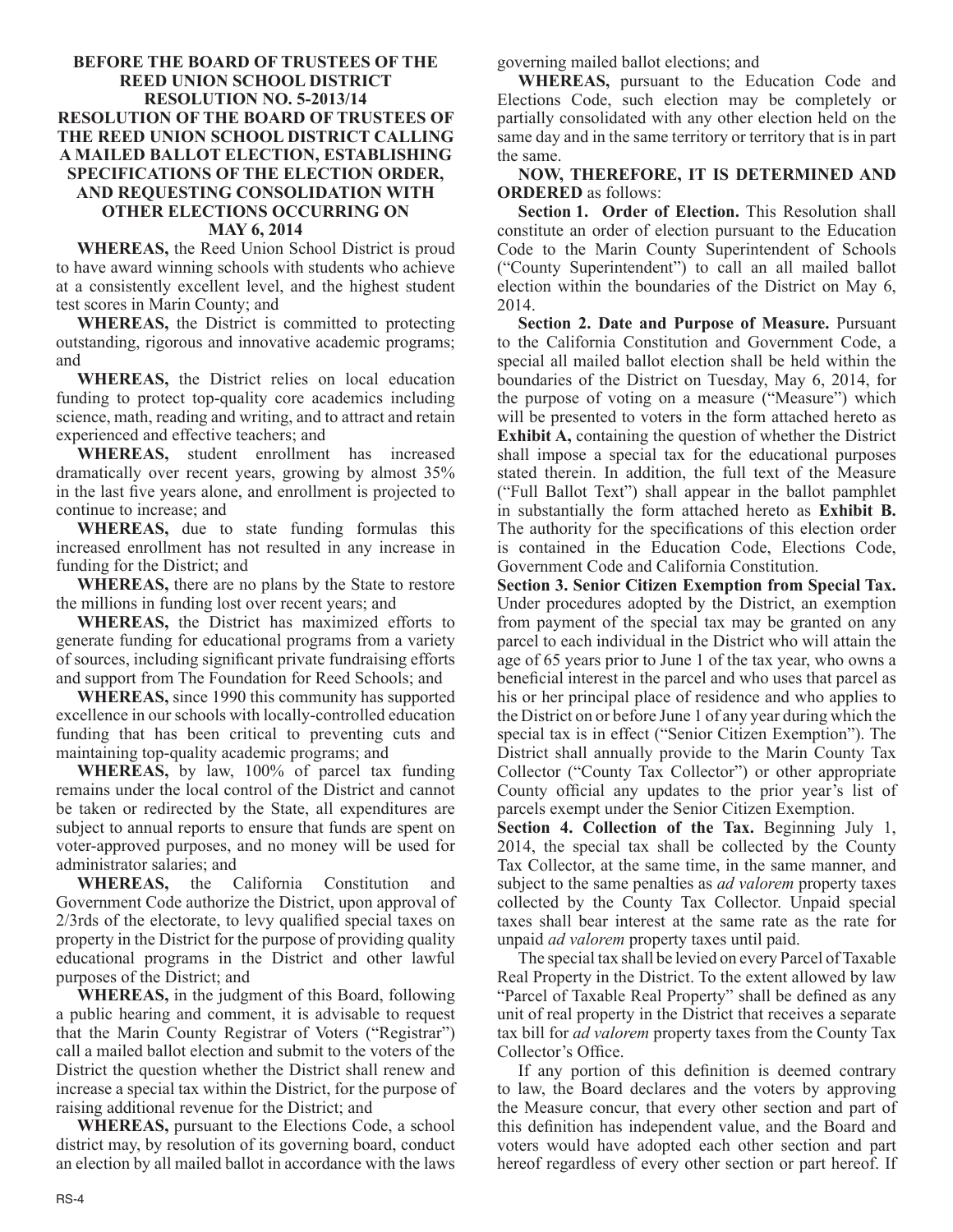**BEFORE THE BOARD OF TRUSTEES OF THE REED UNION SCHOOL DISTRICT RESOLUTION NO. 5-2013/14 RESOLUTION OF THE BOARD OF TRUSTEES OF THE REED UNION SCHOOL DISTRICT CALLING A MAILED BALLOT ELECTION, ESTABLISHING SPECIFICATIONS OF THE ELECTION ORDER, AND REQUESTING CONSOLIDATION WITH OTHER ELECTIONS OCCURRING ON MAY 6, 2014**

**WHEREAS,** the Reed Union School District is proud to have award winning schools with students who achieve at a consistently excellent level, and the highest student test scores in Marin County; and

**WHEREAS,** the District is committed to protecting outstanding, rigorous and innovative academic programs; and

**WHEREAS,** the District relies on local education funding to protect top-quality core academics including science, math, reading and writing, and to attract and retain experienced and effective teachers; and

**WHEREAS,** student enrollment has increased dramatically over recent years, growing by almost 35% in the last five years alone, and enrollment is projected to continue to increase; and

**WHEREAS,** due to state funding formulas this increased enrollment has not resulted in any increase in funding for the District; and

**WHEREAS,** there are no plans by the State to restore the millions in funding lost over recent years; and

**WHEREAS,** the District has maximized efforts to generate funding for educational programs from a variety of sources, including significant private fundraising efforts and support from The Foundation for Reed Schools; and

**WHEREAS,** since 1990 this community has supported excellence in our schools with locally-controlled education funding that has been critical to preventing cuts and maintaining top-quality academic programs; and

**WHEREAS,** by law, 100% of parcel tax funding remains under the local control of the District and cannot be taken or redirected by the State, all expenditures are subject to annual reports to ensure that funds are spent on voter-approved purposes, and no money will be used for administrator salaries; and

**WHEREAS,** the California Constitution and Government Code authorize the District, upon approval of 2/3rds of the electorate, to levy qualified special taxes on property in the District for the purpose of providing quality educational programs in the District and other lawful purposes of the District; and

**WHEREAS,** in the judgment of this Board, following a public hearing and comment, it is advisable to request that the Marin County Registrar of Voters ("Registrar") call a mailed ballot election and submit to the voters of the District the question whether the District shall renew and increase a special tax within the District, for the purpose of raising additional revenue for the District; and

**WHEREAS,** pursuant to the Elections Code, a school district may, by resolution of its governing board, conduct an election by all mailed ballot in accordance with the laws governing mailed ballot elections; and

**WHEREAS,** pursuant to the Education Code and Elections Code, such election may be completely or partially consolidated with any other election held on the same day and in the same territory or territory that is in part the same.

**NOW, THEREFORE, IT IS DETERMINED AND ORDERED** as follows:

**Section 1. Order of Election.** This Resolution shall constitute an order of election pursuant to the Education Code to the Marin County Superintendent of Schools ("County Superintendent") to call an all mailed ballot election within the boundaries of the District on May 6, 2014.

**Section 2. Date and Purpose of Measure.** Pursuant to the California Constitution and Government Code, a special all mailed ballot election shall be held within the boundaries of the District on Tuesday, May 6, 2014, for the purpose of voting on a measure ("Measure") which will be presented to voters in the form attached hereto as **Exhibit A,** containing the question of whether the District shall impose a special tax for the educational purposes stated therein. In addition, the full text of the Measure ("Full Ballot Text") shall appear in the ballot pamphlet in substantially the form attached hereto as **Exhibit B.** The authority for the specifications of this election order is contained in the Education Code, Elections Code, Government Code and California Constitution.

**Section 3. Senior Citizen Exemption from Special Tax.** Under procedures adopted by the District, an exemption from payment of the special tax may be granted on any parcel to each individual in the District who will attain the age of 65 years prior to June 1 of the tax year, who owns a beneficial interest in the parcel and who uses that parcel as his or her principal place of residence and who applies to the District on or before June 1 of any year during which the special tax is in effect ("Senior Citizen Exemption"). The District shall annually provide to the Marin County Tax Collector ("County Tax Collector") or other appropriate County official any updates to the prior year's list of parcels exempt under the Senior Citizen Exemption.

**Section 4. Collection of the Tax.** Beginning July 1, 2014, the special tax shall be collected by the County Tax Collector, at the same time, in the same manner, and subject to the same penalties as *ad valorem* property taxes collected by the County Tax Collector. Unpaid special taxes shall bear interest at the same rate as the rate for unpaid *ad valorem* property taxes until paid.

The special tax shall be levied on every Parcel of Taxable Real Property in the District. To the extent allowed by law "Parcel of Taxable Real Property" shall be defined as any unit of real property in the District that receives a separate tax bill for *ad valorem* property taxes from the County Tax Collector's Office.

If any portion of this definition is deemed contrary to law, the Board declares and the voters by approving the Measure concur, that every other section and part of this definition has independent value, and the Board and voters would have adopted each other section and part hereof regardless of every other section or part hereof. If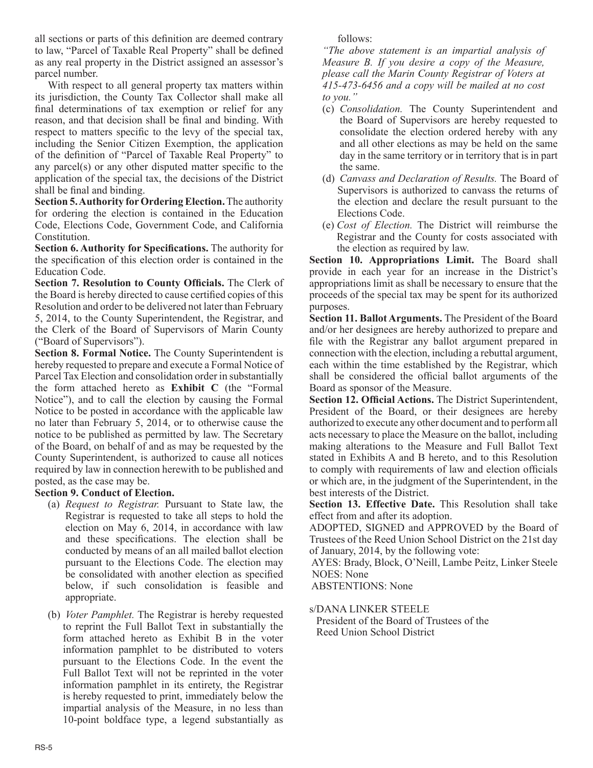all sections or parts of this definition are deemed contrary to law, "Parcel of Taxable Real Property" shall be defined as any real property in the District assigned an assessor's parcel number.

With respect to all general property tax matters within its jurisdiction, the County Tax Collector shall make all final determinations of tax exemption or relief for any reason, and that decision shall be final and binding. With respect to matters specific to the levy of the special tax, including the Senior Citizen Exemption, the application of the definition of "Parcel of Taxable Real Property" to any parcel(s) or any other disputed matter specific to the application of the special tax, the decisions of the District shall be final and binding.

**Section 5. Authority for Ordering Election.** The authority for ordering the election is contained in the Education Code, Elections Code, Government Code, and California Constitution.

**Section 6. Authority for Specifications.** The authority for the specification of this election order is contained in the Education Code.

**Section 7. Resolution to County Officials.** The Clerk of the Board is hereby directed to cause certified copies of this Resolution and order to be delivered not later than February 5, 2014, to the County Superintendent, the Registrar, and the Clerk of the Board of Supervisors of Marin County ("Board of Supervisors").

**Section 8. Formal Notice.** The County Superintendent is hereby requested to prepare and execute a Formal Notice of Parcel Tax Election and consolidation order in substantially the form attached hereto as **Exhibit C** (the "Formal Notice"), and to call the election by causing the Formal Notice to be posted in accordance with the applicable law no later than February 5, 2014, or to otherwise cause the notice to be published as permitted by law. The Secretary of the Board, on behalf of and as may be requested by the County Superintendent, is authorized to cause all notices required by law in connection herewith to be published and posted, as the case may be.

**Section 9. Conduct of Election.**

(a) *Request to Registrar.* Pursuant to State law, the Registrar is requested to take all steps to hold the election on May 6, 2014, in accordance with law and these specifications. The election shall be conducted by means of an all mailed ballot election pursuant to the Elections Code. The election may be consolidated with another election as specified below, if such consolidation is feasible and appropriate.

(b) *Voter Pamphlet.* The Registrar is hereby requested to reprint the Full Ballot Text in substantially the form attached hereto as Exhibit B in the voter information pamphlet to be distributed to voters pursuant to the Elections Code. In the event the Full Ballot Text will not be reprinted in the voter information pamphlet in its entirety, the Registrar is hereby requested to print, immediately below the impartial analysis of the Measure, in no less than 10-point boldface type, a legend substantially as follows:

*"The above statement is an impartial analysis of Measure B. If you desire a copy of the Measure, please call the Marin County Registrar of Voters at 415-473-6456 and a copy will be mailed at no cost to you."*

(c) *Consolidation.* The County Superintendent and the Board of Supervisors are hereby requested to consolidate the election ordered hereby with any and all other elections as may be held on the same day in the same territory or in territory that is in part the same.

(d) *Canvass and Declaration of Results.* The Board of Supervisors is authorized to canvass the returns of the election and declare the result pursuant to the Elections Code.

(e) *Cost of Election.* The District will reimburse the Registrar and the County for costs associated with the election as required by law.

**Section 10. Appropriations Limit.** The Board shall provide in each year for an increase in the District's appropriations limit as shall be necessary to ensure that the proceeds of the special tax may be spent for its authorized purposes.

**Section 11. Ballot Arguments.** The President of the Board and/or her designees are hereby authorized to prepare and file with the Registrar any ballot argument prepared in connection with the election, including a rebuttal argument, each within the time established by the Registrar, which shall be considered the official ballot arguments of the Board as sponsor of the Measure.

**Section 12. Official Actions.** The District Superintendent, President of the Board, or their designees are hereby authorized to execute any other document and to perform all acts necessary to place the Measure on the ballot, including making alterations to the Measure and Full Ballot Text stated in Exhibits A and B hereto, and to this Resolution to comply with requirements of law and election officials or which are, in the judgment of the Superintendent, in the best interests of the District.

**Section 13. Effective Date.** This Resolution shall take effect from and after its adoption.

ADOPTED, SIGNED and APPROVED by the Board of Trustees of the Reed Union School District on the 21st day of January, 2014, by the following vote:

AYES: Brady, Block, O'Neill, Lambe Peitz, Linker Steele
NOES: None
ABSTENTIONS: None

s/DANA LINKER STEELE
President of the Board of Trustees of the
Reed Union School District